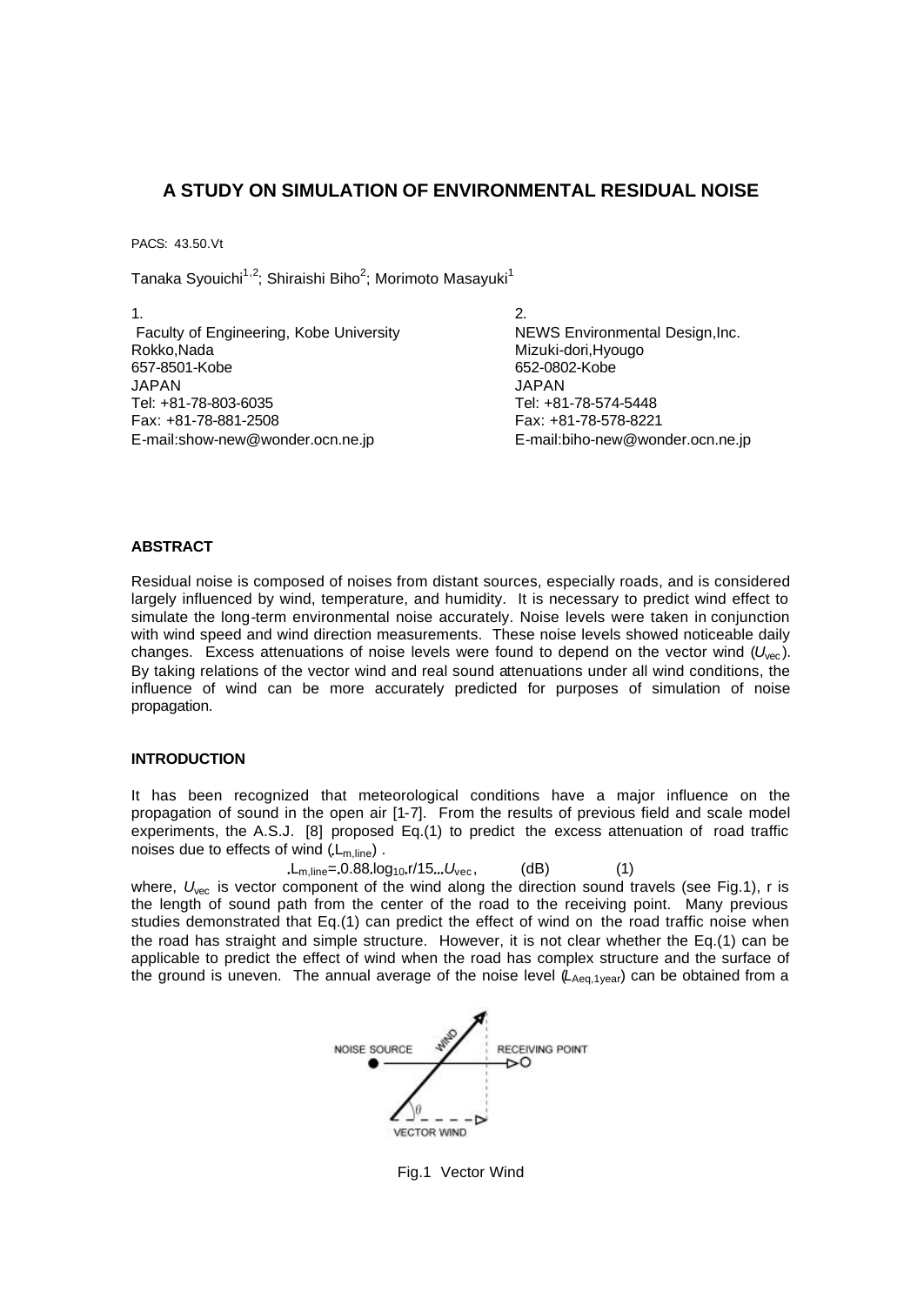# A STUDY ON SIMULATION OF ENVIRONMENTAL RESIDUAL NOISE

PACS: 43.50.Vt

Tanaka Syouichi[1,2]; Shiraishi Biho[2]; Morimoto Masayuki[1]

1.
Faculty of Engineering, Kobe University
Rokko,Nada
657-8501-Kobe
JAPAN
Tel: +81-78-803-6035
Fax: +81-78-881-2508
E-mail:show-new@wonder.ocn.ne.jp

2.
NEWS Environmental Design,Inc.
Mizuki-dori,Hyougo
652-0802-Kobe
JAPAN
Tel: +81-78-574-5448
Fax: +81-78-578-8221
E-mail:biho-new@wonder.ocn.ne.jp

## ABSTRACT

Residual noise is composed of noises from distant sources, especially roads, and is considered largely influenced by wind, temperature, and humidity. It is necessary to predict wind effect to simulate the long-term environmental noise accurately. Noise levels were taken in conjunction with wind speed and wind direction measurements. These noise levels showed noticeable daily changes. Excess attenuations of noise levels were found to depend on the vector wind ($U_{vec}$). By taking relations of the vector wind and real sound attenuations under all wind conditions, the influence of wind can be more accurately predicted for purposes of simulation of noise propagation.

## INTRODUCTION

It has been recognized that meteorological conditions have a major influence on the propagation of sound in the open air [1-7]. From the results of previous field and scale model experiments, the A.S.J. [8] proposed Eq.(1) to predict the excess attenuation of road traffic noises due to effects of wind ($\Delta L_{m,line}$) .

$$\Delta L_{m,line} = -0.88 \log_{10}(r/15) \cdot U_{vec}, \quad \text{(dB)} \qquad (1)$$

where, $U_{vec}$ is vector component of the wind along the direction sound travels (see Fig.1), r is the length of sound path from the center of the road to the receiving point. Many previous studies demonstrated that Eq.(1) can predict the effect of wind on the road traffic noise when the road has straight and simple structure. However, it is not clear whether the Eq.(1) can be applicable to predict the effect of wind when the road has complex structure and the surface of the ground is uneven. The annual average of the noise level ($L_{Aeq,1year}$) can be obtained from a

Fig.1 Vector Wind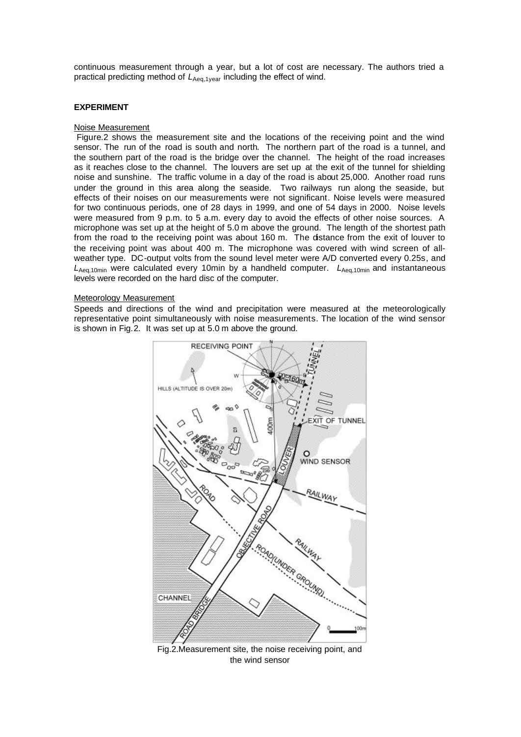continuous measurement through a year, but a lot of cost are necessary. The authors tried a practical predicting method of $L_{Aeq,1year}$ including the effect of wind.

## EXPERIMENT

### Noise Measurement

Figure.2 shows the measurement site and the locations of the receiving point and the wind sensor. The run of the road is south and north. The northern part of the road is a tunnel, and the southern part of the road is the bridge over the channel. The height of the road increases as it reaches close to the channel. The louvers are set up at the exit of the tunnel for shielding noise and sunshine. The traffic volume in a day of the road is about 25,000. Another road runs under the ground in this area along the seaside. Two railways run along the seaside, but effects of their noises on our measurements were not significant. Noise levels were measured for two continuous periods, one of 28 days in 1999, and one of 54 days in 2000. Noise levels were measured from 9 p.m. to 5 a.m. every day to avoid the effects of other noise sources. A microphone was set up at the height of 5.0 m above the ground. The length of the shortest path from the road to the receiving point was about 160 m. The distance from the exit of louver to the receiving point was about 400 m. The microphone was covered with wind screen of all-weather type. DC-output volts from the sound level meter were A/D converted every 0.25s, and $L_{Aeq,10min}$ were calculated every 10min by a handheld computer. $L_{Aeq,10min}$ and instantaneous levels were recorded on the hard disc of the computer.

### Meteorology Measurement

Speeds and directions of the wind and precipitation were measured at the meteorologically representative point simultaneously with noise measurements. The location of the wind sensor is shown in Fig.2. It was set up at 5.0 m above the ground.

Fig.2.Measurement site, the noise receiving point, and the wind sensor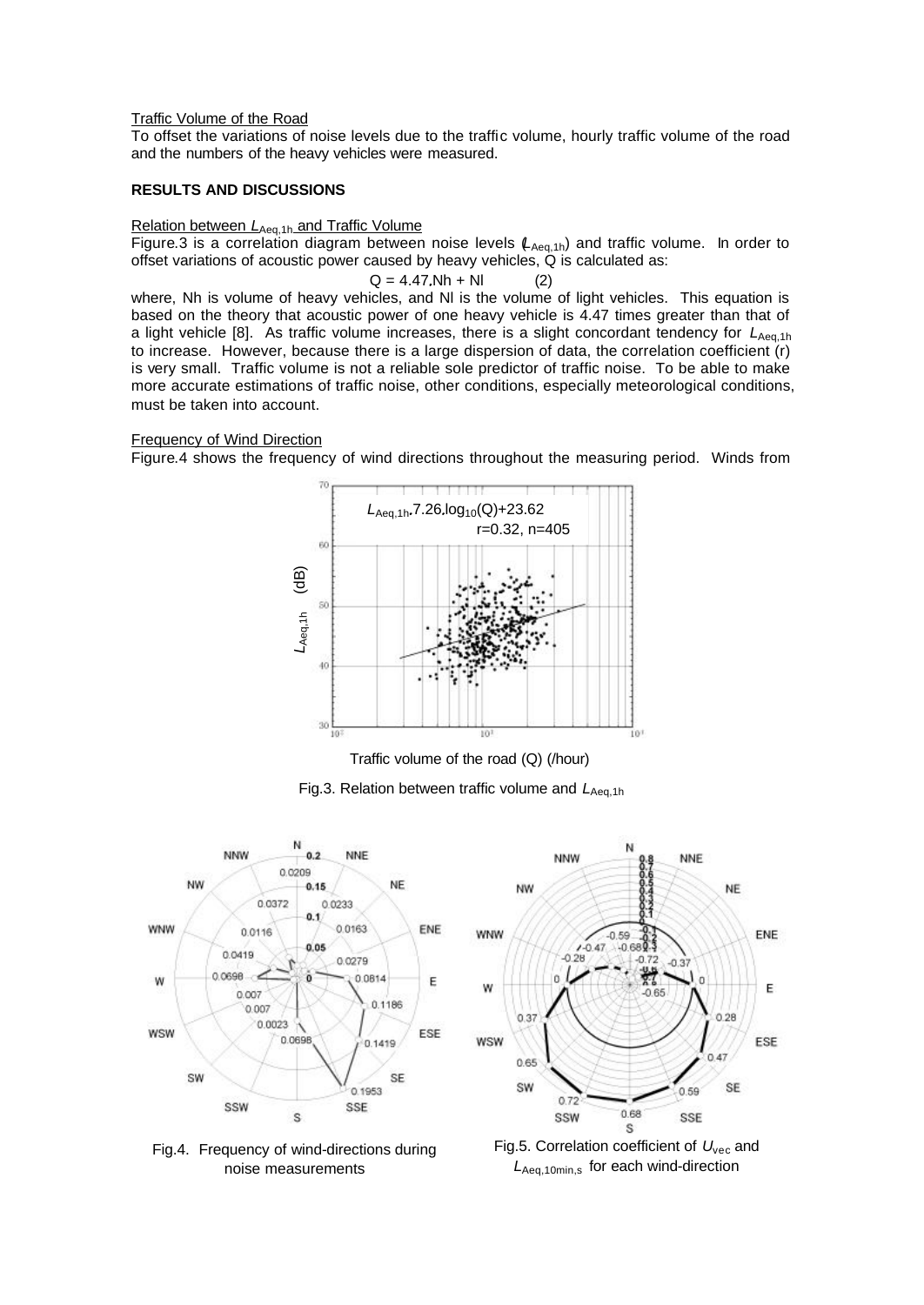Traffic Volume of the Road

To offset the variations of noise levels due to the traffic volume, hourly traffic volume of the road and the numbers of the heavy vehicles were measured.

**RESULTS AND DISCUSSIONS**

Relation between $L_{Aeq,1h}$ and Traffic Volume

Figure.3 is a correlation diagram between noise levels ($L_{Aeq,1h}$) and traffic volume. In order to offset variations of acoustic power caused by heavy vehicles, Q is calculated as:

$$Q = 4.47 \cdot Nh + Nl \qquad (2)$$

where, Nh is volume of heavy vehicles, and Nl is the volume of light vehicles. This equation is based on the theory that acoustic power of one heavy vehicle is 4.47 times greater than that of a light vehicle [8]. As traffic volume increases, there is a slight concordant tendency for $L_{Aeq,1h}$ to increase. However, because there is a large dispersion of data, the correlation coefficient (r) is very small. Traffic volume is not a reliable sole predictor of traffic noise. To be able to make more accurate estimations of traffic noise, other conditions, especially meteorological conditions, must be taken into account.

Frequency of Wind Direction

Figure.4 shows the frequency of wind directions throughout the measuring period. Winds from

$L_{Aeq,1h} = 7.26 \log_{10}(Q) + 23.62$
r=0.32, n=405

Fig.3. Relation between traffic volume and $L_{Aeq,1h}$

Fig.4. Frequency of wind-directions during noise measurements

Fig.5. Correlation coefficient of $U_{vec}$ and $L_{Aeq,10min,s}$ for each wind-direction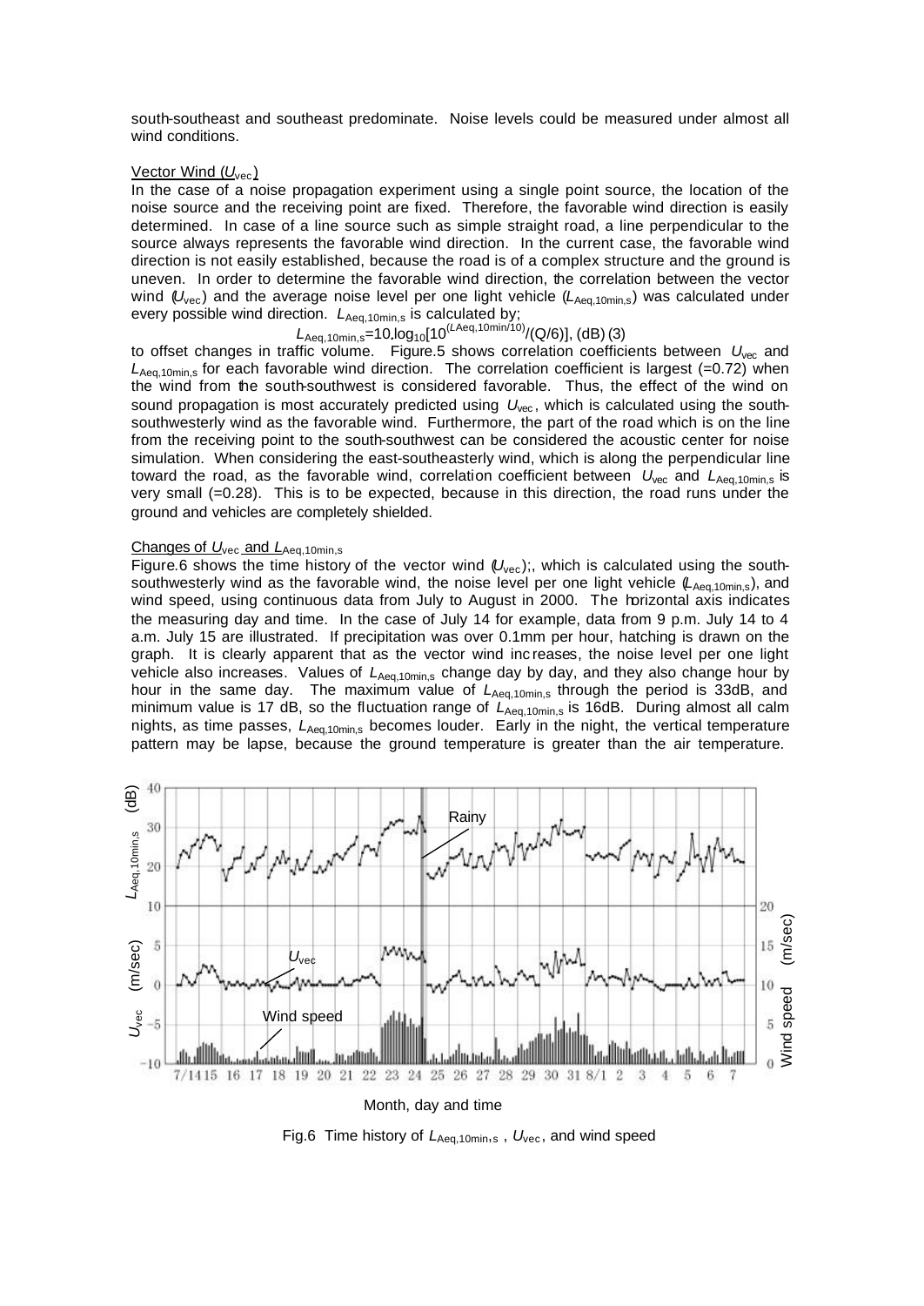south-southeast and southeast predominate. Noise levels could be measured under almost all wind conditions.

### Vector Wind ($U_{vec}$)

In the case of a noise propagation experiment using a single point source, the location of the noise source and the receiving point are fixed. Therefore, the favorable wind direction is easily determined. In case of a line source such as simple straight road, a line perpendicular to the source always represents the favorable wind direction. In the current case, the favorable wind direction is not easily established, because the road is of a complex structure and the ground is uneven. In order to determine the favorable wind direction, the correlation between the vector wind ($U_{vec}$) and the average noise level per one light vehicle ($L_{Aeq,10min,s}$) was calculated under every possible wind direction. $L_{Aeq,10min,s}$ is calculated by;

$$L_{Aeq,10min,s}=10\log_{10}[10^{(L_{Aeq,10min}/10)}/(Q/6)],\ \text{(dB)} \quad (3)$$

to offset changes in traffic volume. Figure.5 shows correlation coefficients between $U_{vec}$ and $L_{Aeq,10min,s}$ for each favorable wind direction. The correlation coefficient is largest (=0.72) when the wind from the south-southwest is considered favorable. Thus, the effect of the wind on sound propagation is most accurately predicted using $U_{vec}$, which is calculated using the south-southwesterly wind as the favorable wind. Furthermore, the part of the road which is on the line from the receiving point to the south-southwest can be considered the acoustic center for noise simulation. When considering the east-southeasterly wind, which is along the perpendicular line toward the road, as the favorable wind, correlation coefficient between $U_{vec}$ and $L_{Aeq,10min,s}$ is very small (=0.28). This is to be expected, because in this direction, the road runs under the ground and vehicles are completely shielded.

### Changes of $U_{vec}$ and $L_{Aeq,10min,s}$

Figure.6 shows the time history of the vector wind ($U_{vec}$);, which is calculated using the south-southwesterly wind as the favorable wind, the noise level per one light vehicle ($L_{Aeq,10min,s}$), and wind speed, using continuous data from July to August in 2000. The horizontal axis indicates the measuring day and time. In the case of July 14 for example, data from 9 p.m. July 14 to 4 a.m. July 15 are illustrated. If precipitation was over 0.1mm per hour, hatching is drawn on the graph. It is clearly apparent that as the vector wind increases, the noise level per one light vehicle also increases. Values of $L_{Aeq,10min,s}$ change day by day, and they also change hour by hour in the same day. The maximum value of $L_{Aeq,10min,s}$ through the period is 33dB, and minimum value is 17 dB, so the fluctuation range of $L_{Aeq,10min,s}$ is 16dB. During almost all calm nights, as time passes, $L_{Aeq,10min,s}$ becomes louder. Early in the night, the vertical temperature pattern may be lapse, because the ground temperature is greater than the air temperature.

Fig.6 Time history of $L_{Aeq,10min,s}$ , $U_{vec}$, and wind speed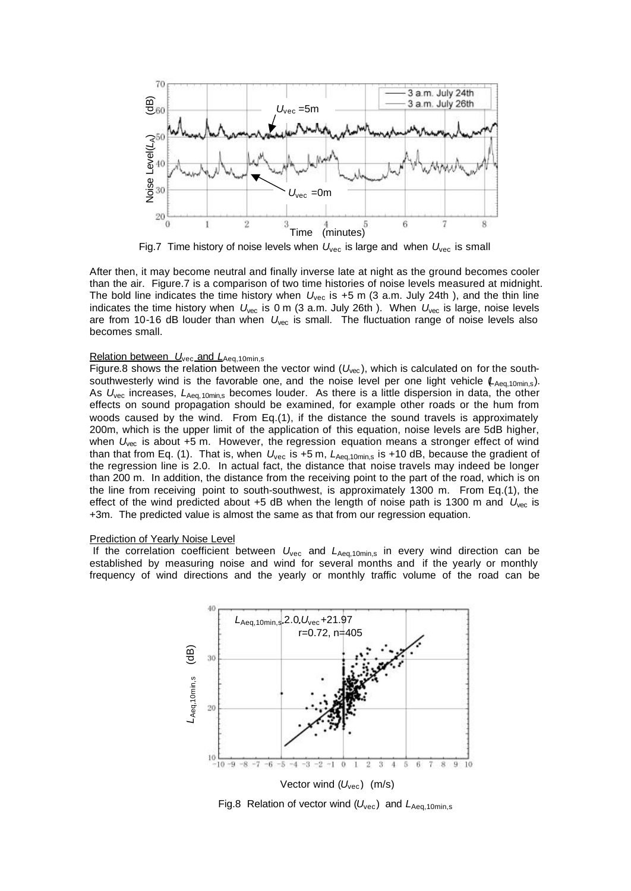Fig.7 Time history of noise levels when $U_{vec}$ is large and when $U_{vec}$ is small

After then, it may become neutral and finally inverse late at night as the ground becomes cooler than the air. Figure.7 is a comparison of two time histories of noise levels measured at midnight. The bold line indicates the time history when $U_{vec}$ is +5 m (3 a.m. July 24th ), and the thin line indicates the time history when $U_{vec}$ is 0 m (3 a.m. July 26th ). When $U_{vec}$ is large, noise levels are from 10-16 dB louder than when $U_{vec}$ is small. The fluctuation range of noise levels also becomes small.

### Relation between $U_{vec}$ and $L_{Aeq,10min,s}$

Figure.8 shows the relation between the vector wind ($U_{vec}$), which is calculated on for the south-southwesterly wind is the favorable one, and the noise level per one light vehicle ($L_{Aeq,10min,s}$). As $U_{vec}$ increases, $L_{Aeq,10min,s}$ becomes louder. As there is a little dispersion in data, the other effects on sound propagation should be examined, for example other roads or the hum from woods caused by the wind. From Eq.(1), if the distance the sound travels is approximately 200m, which is the upper limit of the application of this equation, noise levels are 5dB higher, when $U_{vec}$ is about +5 m. However, the regression equation means a stronger effect of wind than that from Eq. (1). That is, when $U_{vec}$ is +5 m, $L_{Aeq,10min,s}$ is +10 dB, because the gradient of the regression line is 2.0. In actual fact, the distance that noise travels may indeed be longer than 200 m. In addition, the distance from the receiving point to the part of the road, which is on the line from receiving point to south-southwest, is approximately 1300 m. From Eq.(1), the effect of the wind predicted about +5 dB when the length of noise path is 1300 m and $U_{vec}$ is +3m. The predicted value is almost the same as that from our regression equation.

### Prediction of Yearly Noise Level

If the correlation coefficient between $U_{vec}$ and $L_{Aeq,10min,s}$ in every wind direction can be established by measuring noise and wind for several months and if the yearly or monthly frequency of wind directions and the yearly or monthly traffic volume of the road can be

Fig.8 Relation of vector wind ($U_{vec}$) and $L_{Aeq,10min,s}$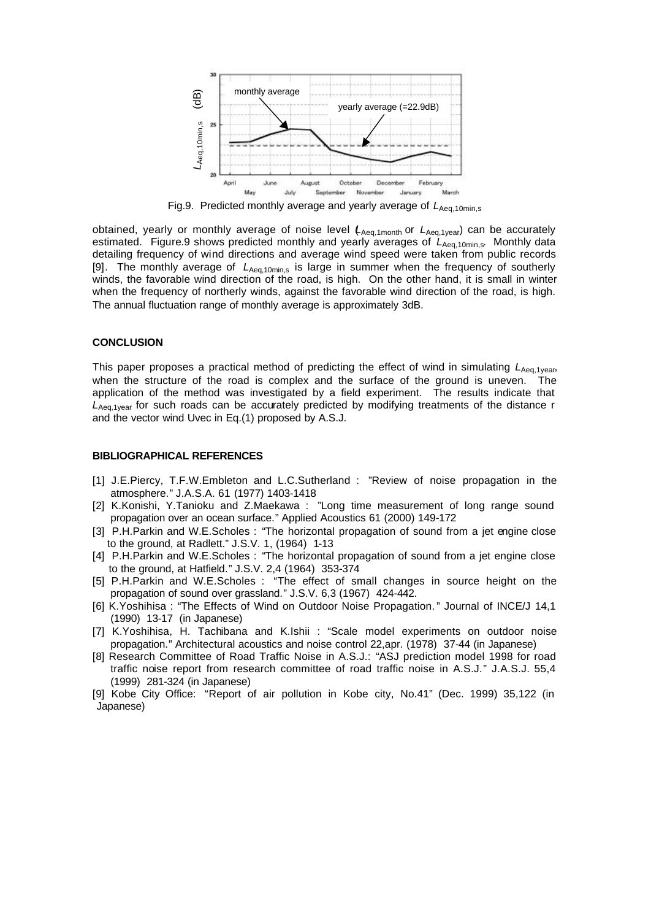30

monthly average

yearly average (=22.9dB)

25

20

$L_{Aeq,10min,s}$ (dB)

April
May
June
July
August
September
October
November
December
January
February
March

Fig.9. Predicted monthly average and yearly average of $L_{Aeq,10min,s}$

obtained, yearly or monthly average of noise level ($L_{Aeq,1month}$ or $L_{Aeq,1year}$) can be accurately estimated. Figure.9 shows predicted monthly and yearly averages of $L_{Aeq,10min,s}$. Monthly data detailing frequency of wind directions and average wind speed were taken from public records [9]. The monthly average of $L_{Aeq,10min,s}$ is large in summer when the frequency of southerly winds, the favorable wind direction of the road, is high. On the other hand, it is small in winter when the frequency of northerly winds, against the favorable wind direction of the road, is high. The annual fluctuation range of monthly average is approximately 3dB.

## CONCLUSION

This paper proposes a practical method of predicting the effect of wind in simulating $L_{Aeq,1year}$, when the structure of the road is complex and the surface of the ground is uneven. The application of the method was investigated by a field experiment. The results indicate that $L_{Aeq,1year}$ for such roads can be accurately predicted by modifying treatments of the distance r and the vector wind Uvec in Eq.(1) proposed by A.S.J.

## BIBLIOGRAPHICAL REFERENCES

[1] J.E.Piercy, T.F.W.Embleton and L.C.Sutherland : "Review of noise propagation in the atmosphere." J.A.S.A. 61 (1977) 1403-1418

[2] K.Konishi, Y.Tanioku and Z.Maekawa : "Long time measurement of long range sound propagation over an ocean surface." Applied Acoustics 61 (2000) 149-172

[3] P.H.Parkin and W.E.Scholes : "The horizontal propagation of sound from a jet engine close to the ground, at Radlett." J.S.V. 1, (1964) 1-13

[4] P.H.Parkin and W.E.Scholes : "The horizontal propagation of sound from a jet engine close to the ground, at Hatfield." J.S.V. 2,4 (1964) 353-374

[5] P.H.Parkin and W.E.Scholes : "The effect of small changes in source height on the propagation of sound over grassland." J.S.V. 6,3 (1967) 424-442.

[6] K.Yoshihisa : "The Effects of Wind on Outdoor Noise Propagation." Journal of INCE/J 14,1 (1990) 13-17 (in Japanese)

[7] K.Yoshihisa, H. Tachibana and K.Ishii : "Scale model experiments on outdoor noise propagation." Architectural acoustics and noise control 22,apr. (1978) 37-44 (in Japanese)

[8] Research Committee of Road Traffic Noise in A.S.J.: "ASJ prediction model 1998 for road traffic noise report from research committee of road traffic noise in A.S.J." J.A.S.J. 55,4 (1999) 281-324 (in Japanese)

[9] Kobe City Office: "Report of air pollution in Kobe city, No.41" (Dec. 1999) 35,122 (in Japanese)